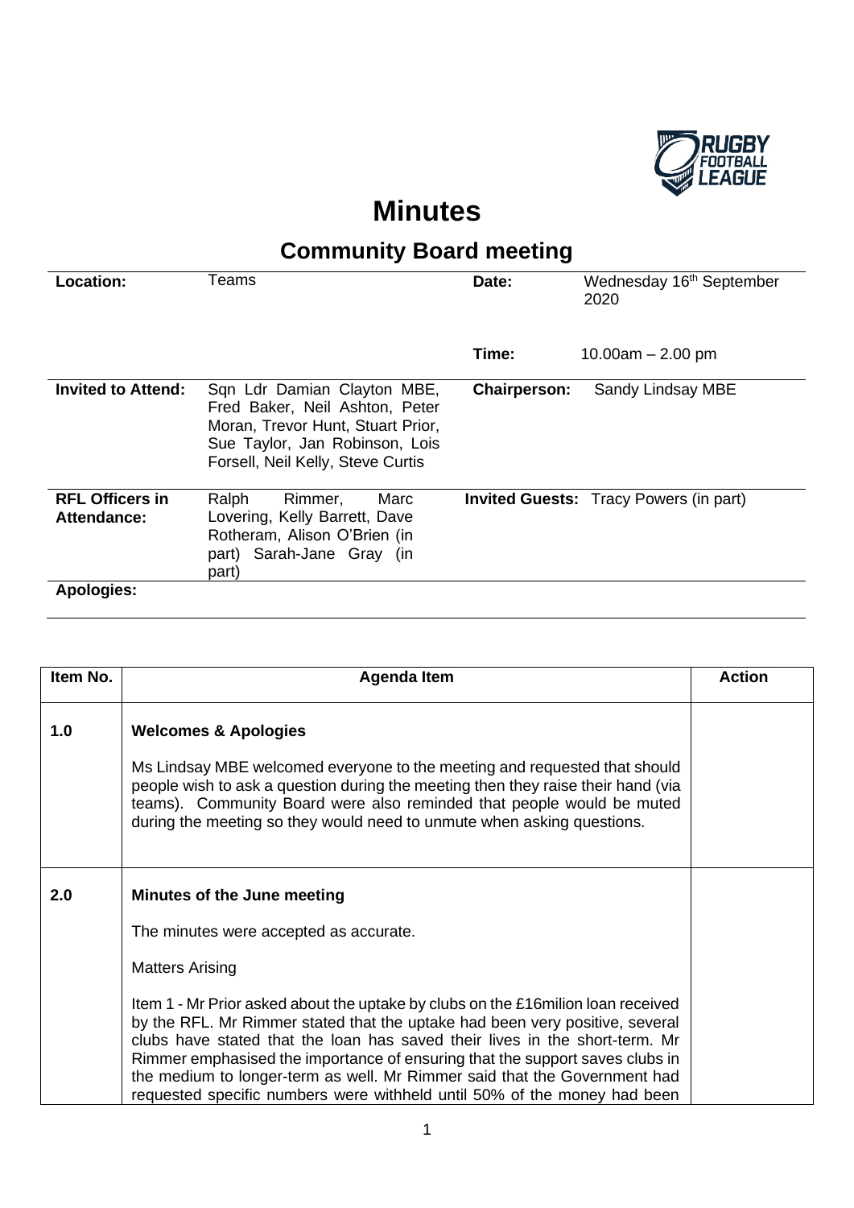# Minutes

## Community Board meeting

| | | | |
|---|---|---|---|
| **Location:** | Teams | **Date:** | Wednesday 16th September 2020 |
| | | **Time:** | 10.00am – 2.00 pm |
| **Invited to Attend:** | Sqn Ldr Damian Clayton MBE, Fred Baker, Neil Ashton, Peter Moran, Trevor Hunt, Stuart Prior, Sue Taylor, Jan Robinson, Lois Forsell, Neil Kelly, Steve Curtis | **Chairperson:** | Sandy Lindsay MBE |
| **RFL Officers in Attendance:** | Ralph Rimmer, Marc Lovering, Kelly Barrett, Dave Rotheram, Alison O'Brien (in part) Sarah-Jane Gray (in part) | **Invited Guests:** | Tracy Powers (in part) |
| **Apologies:** | | | |

| Item No. | Agenda Item | Action |
|---|---|---|
| 1.0 | **Welcomes & Apologies**<br><br>Ms Lindsay MBE welcomed everyone to the meeting and requested that should people wish to ask a question during the meeting then they raise their hand (via teams). Community Board were also reminded that people would be muted during the meeting so they would need to unmute when asking questions. | |
| 2.0 | **Minutes of the June meeting**<br><br>The minutes were accepted as accurate.<br><br>Matters Arising<br><br>Item 1 - Mr Prior asked about the uptake by clubs on the £16milion loan received by the RFL. Mr Rimmer stated that the uptake had been very positive, several clubs have stated that the loan has saved their lives in the short-term. Mr Rimmer emphasised the importance of ensuring that the support saves clubs in the medium to longer-term as well. Mr Rimmer said that the Government had requested specific numbers were withheld until 50% of the money had been | |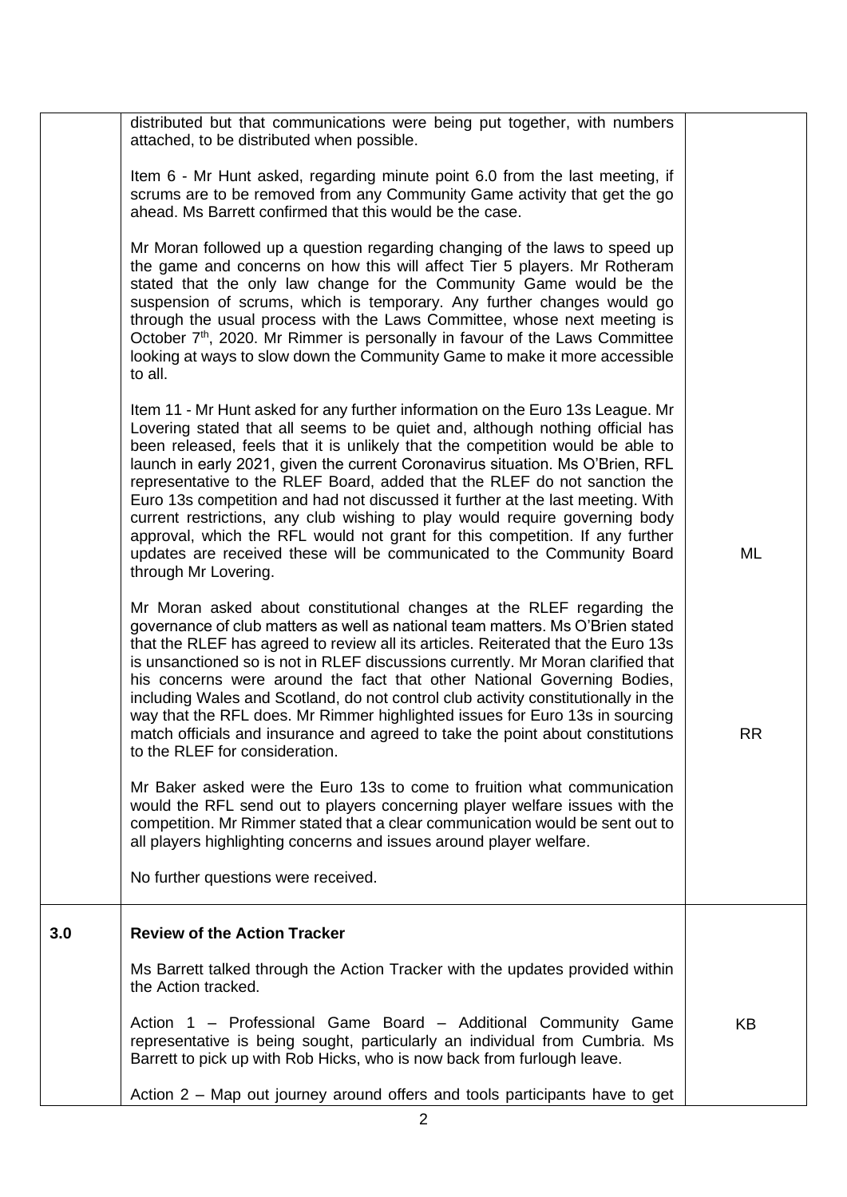| | | |
|---|---|---|
| | distributed but that communications were being put together, with numbers attached, to be distributed when possible.<br><br>Item 6 - Mr Hunt asked, regarding minute point 6.0 from the last meeting, if scrums are to be removed from any Community Game activity that get the go ahead. Ms Barrett confirmed that this would be the case.<br><br>Mr Moran followed up a question regarding changing of the laws to speed up the game and concerns on how this will affect Tier 5 players. Mr Rotheram stated that the only law change for the Community Game would be the suspension of scrums, which is temporary. Any further changes would go through the usual process with the Laws Committee, whose next meeting is October 7th, 2020. Mr Rimmer is personally in favour of the Laws Committee looking at ways to slow down the Community Game to make it more accessible to all.<br><br>Item 11 - Mr Hunt asked for any further information on the Euro 13s League. Mr Lovering stated that all seems to be quiet and, although nothing official has been released, feels that it is unlikely that the competition would be able to launch in early 2021, given the current Coronavirus situation. Ms O'Brien, RFL representative to the RLEF Board, added that the RLEF do not sanction the Euro 13s competition and had not discussed it further at the last meeting. With current restrictions, any club wishing to play would require governing body approval, which the RFL would not grant for this competition. If any further updates are received these will be communicated to the Community Board through Mr Lovering.<br><br>Mr Moran asked about constitutional changes at the RLEF regarding the governance of club matters as well as national team matters. Ms O'Brien stated that the RLEF has agreed to review all its articles. Reiterated that the Euro 13s is unsanctioned so is not in RLEF discussions currently. Mr Moran clarified that his concerns were around the fact that other National Governing Bodies, including Wales and Scotland, do not control club activity constitutionally in the way that the RFL does. Mr Rimmer highlighted issues for Euro 13s in sourcing match officials and insurance and agreed to take the point about constitutions to the RLEF for consideration.<br><br>Mr Baker asked were the Euro 13s to come to fruition what communication would the RFL send out to players concerning player welfare issues with the competition. Mr Rimmer stated that a clear communication would be sent out to all players highlighting concerns and issues around player welfare.<br><br>No further questions were received. | ML<br><br>RR |
| **3.0** | **Review of the Action Tracker**<br><br>Ms Barrett talked through the Action Tracker with the updates provided within the Action tracked.<br><br>Action 1 – Professional Game Board – Additional Community Game representative is being sought, particularly an individual from Cumbria. Ms Barrett to pick up with Rob Hicks, who is now back from furlough leave.<br><br>Action 2 – Map out journey around offers and tools participants have to get | KB |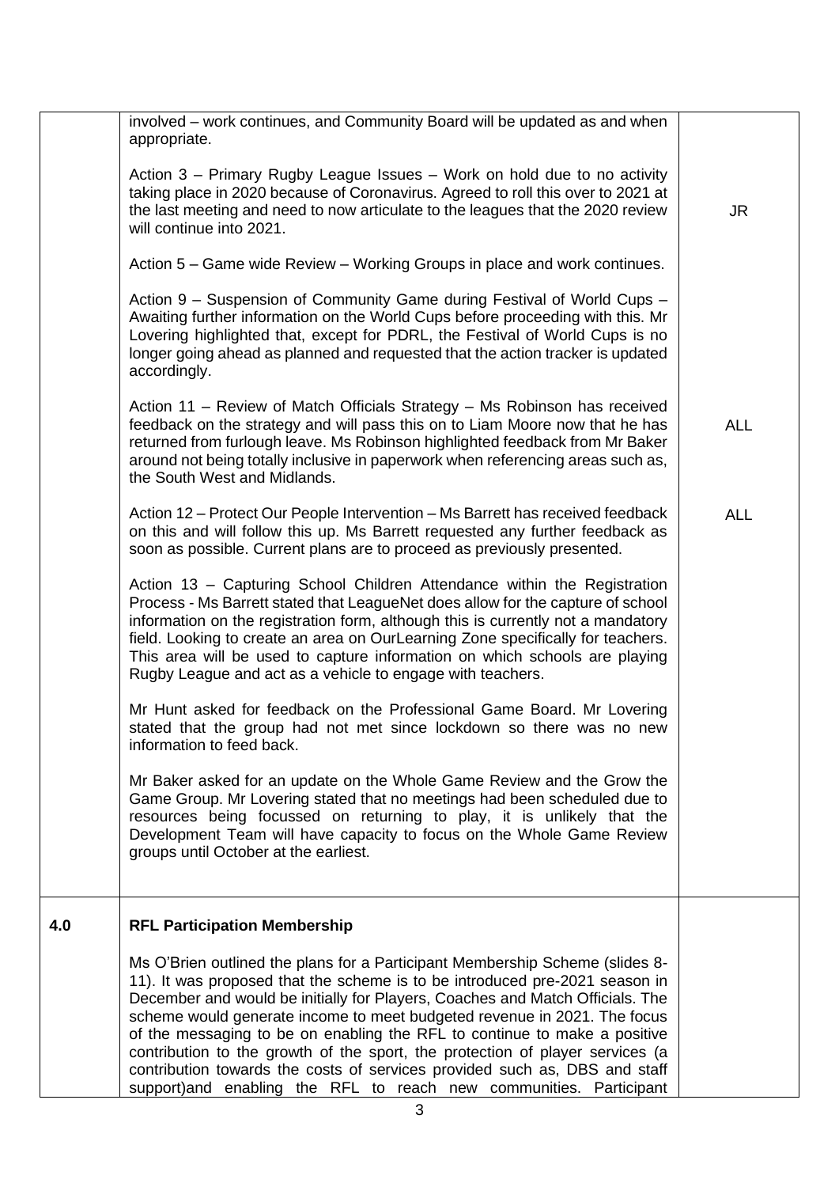| | | |
|---|---|---|
| | involved – work continues, and Community Board will be updated as and when appropriate.<br><br>Action 3 – Primary Rugby League Issues – Work on hold due to no activity taking place in 2020 because of Coronavirus. Agreed to roll this over to 2021 at the last meeting and need to now articulate to the leagues that the 2020 review will continue into 2021.<br><br>Action 5 – Game wide Review – Working Groups in place and work continues.<br><br>Action 9 – Suspension of Community Game during Festival of World Cups – Awaiting further information on the World Cups before proceeding with this. Mr Lovering highlighted that, except for PDRL, the Festival of World Cups is no longer going ahead as planned and requested that the action tracker is updated accordingly.<br><br>Action 11 – Review of Match Officials Strategy – Ms Robinson has received feedback on the strategy and will pass this on to Liam Moore now that he has returned from furlough leave. Ms Robinson highlighted feedback from Mr Baker around not being totally inclusive in paperwork when referencing areas such as, the South West and Midlands.<br><br>Action 12 – Protect Our People Intervention – Ms Barrett has received feedback on this and will follow this up. Ms Barrett requested any further feedback as soon as possible. Current plans are to proceed as previously presented.<br><br>Action 13 – Capturing School Children Attendance within the Registration Process - Ms Barrett stated that LeagueNet does allow for the capture of school information on the registration form, although this is currently not a mandatory field. Looking to create an area on OurLearning Zone specifically for teachers. This area will be used to capture information on which schools are playing Rugby League and act as a vehicle to engage with teachers.<br><br>Mr Hunt asked for feedback on the Professional Game Board. Mr Lovering stated that the group had not met since lockdown so there was no new information to feed back.<br><br>Mr Baker asked for an update on the Whole Game Review and the Grow the Game Group. Mr Lovering stated that no meetings had been scheduled due to resources being focussed on returning to play, it is unlikely that the Development Team will have capacity to focus on the Whole Game Review groups until October at the earliest. | JR<br><br>ALL<br><br>ALL |
| **4.0** | **RFL Participation Membership**<br><br>Ms O'Brien outlined the plans for a Participant Membership Scheme (slides 8-11). It was proposed that the scheme is to be introduced pre-2021 season in December and would be initially for Players, Coaches and Match Officials. The scheme would generate income to meet budgeted revenue in 2021. The focus of the messaging to be on enabling the RFL to continue to make a positive contribution to the growth of the sport, the protection of player services (a contribution towards the costs of services provided such as, DBS and staff support)and enabling the RFL to reach new communities. Participant | |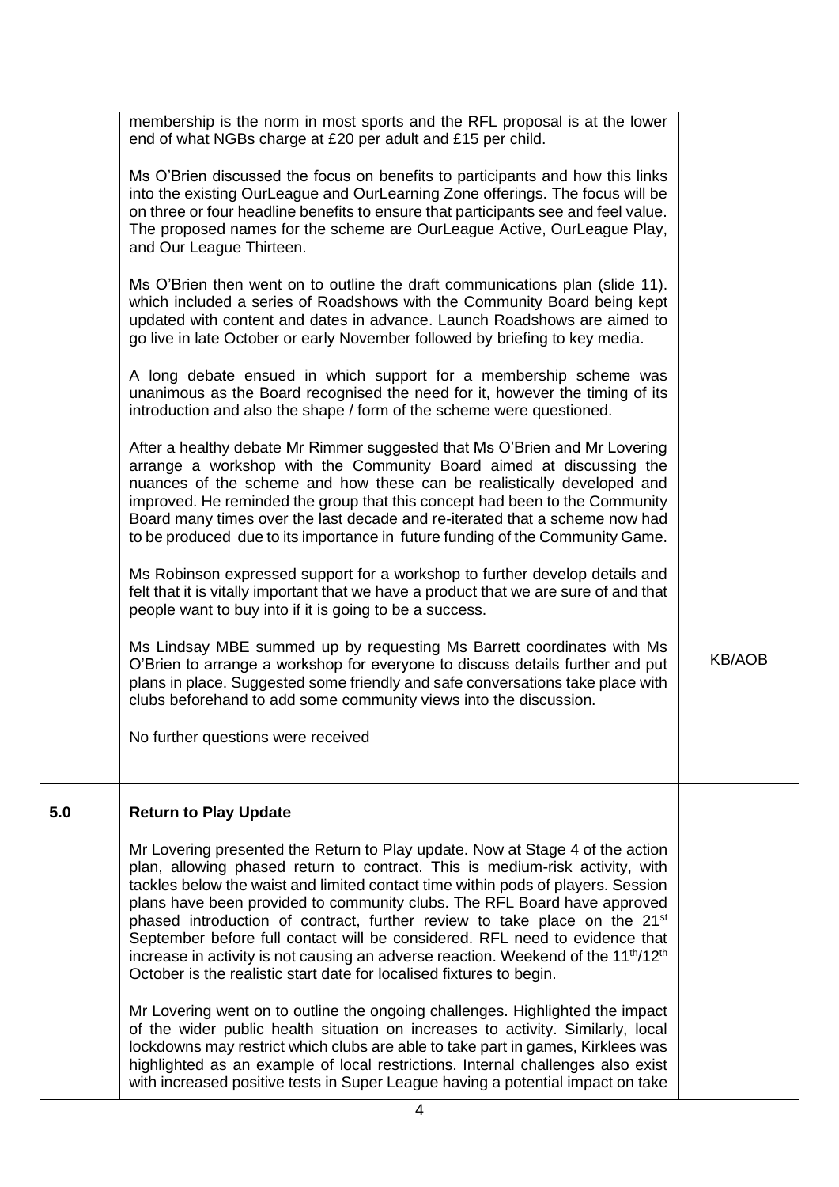| | | |
|---|---|---|
| | membership is the norm in most sports and the RFL proposal is at the lower end of what NGBs charge at £20 per adult and £15 per child.<br><br>Ms O'Brien discussed the focus on benefits to participants and how this links into the existing OurLeague and OurLearning Zone offerings. The focus will be on three or four headline benefits to ensure that participants see and feel value. The proposed names for the scheme are OurLeague Active, OurLeague Play, and Our League Thirteen.<br><br>Ms O'Brien then went on to outline the draft communications plan (slide 11). which included a series of Roadshows with the Community Board being kept updated with content and dates in advance. Launch Roadshows are aimed to go live in late October or early November followed by briefing to key media.<br><br>A long debate ensued in which support for a membership scheme was unanimous as the Board recognised the need for it, however the timing of its introduction and also the shape / form of the scheme were questioned.<br><br>After a healthy debate Mr Rimmer suggested that Ms O'Brien and Mr Lovering arrange a workshop with the Community Board aimed at discussing the nuances of the scheme and how these can be realistically developed and improved. He reminded the group that this concept had been to the Community Board many times over the last decade and re-iterated that a scheme now had to be produced due to its importance in future funding of the Community Game.<br><br>Ms Robinson expressed support for a workshop to further develop details and felt that it is vitally important that we have a product that we are sure of and that people want to buy into if it is going to be a success.<br><br>Ms Lindsay MBE summed up by requesting Ms Barrett coordinates with Ms O'Brien to arrange a workshop for everyone to discuss details further and put plans in place. Suggested some friendly and safe conversations take place with clubs beforehand to add some community views into the discussion.<br><br>No further questions were received | KB/AOB |
| **5.0** | **Return to Play Update**<br><br>Mr Lovering presented the Return to Play update. Now at Stage 4 of the action plan, allowing phased return to contract. This is medium-risk activity, with tackles below the waist and limited contact time within pods of players. Session plans have been provided to community clubs. The RFL Board have approved phased introduction of contract, further review to take place on the 21st September before full contact will be considered. RFL need to evidence that increase in activity is not causing an adverse reaction. Weekend of the 11th/12th October is the realistic start date for localised fixtures to begin.<br><br>Mr Lovering went on to outline the ongoing challenges. Highlighted the impact of the wider public health situation on increases to activity. Similarly, local lockdowns may restrict which clubs are able to take part in games, Kirklees was highlighted as an example of local restrictions. Internal challenges also exist with increased positive tests in Super League having a potential impact on take | |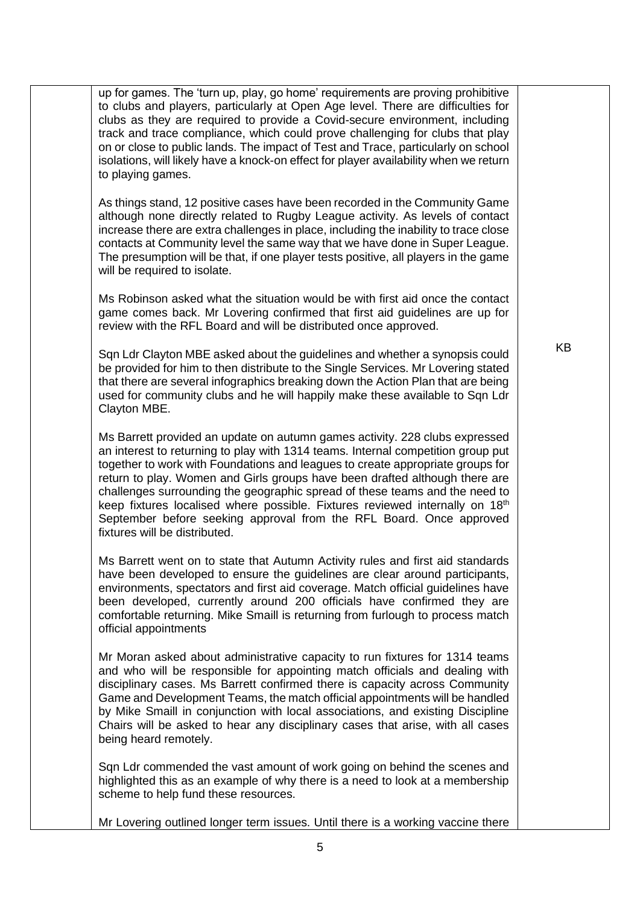| | | |
|---|---|---|
| | up for games. The 'turn up, play, go home' requirements are proving prohibitive to clubs and players, particularly at Open Age level. There are difficulties for clubs as they are required to provide a Covid-secure environment, including track and trace compliance, which could prove challenging for clubs that play on or close to public lands. The impact of Test and Trace, particularly on school isolations, will likely have a knock-on effect for player availability when we return to playing games.<br><br>As things stand, 12 positive cases have been recorded in the Community Game although none directly related to Rugby League activity. As levels of contact increase there are extra challenges in place, including the inability to trace close contacts at Community level the same way that we have done in Super League. The presumption will be that, if one player tests positive, all players in the game will be required to isolate.<br><br>Ms Robinson asked what the situation would be with first aid once the contact game comes back. Mr Lovering confirmed that first aid guidelines are up for review with the RFL Board and will be distributed once approved.<br><br>Sqn Ldr Clayton MBE asked about the guidelines and whether a synopsis could be provided for him to then distribute to the Single Services. Mr Lovering stated that there are several infographics breaking down the Action Plan that are being used for community clubs and he will happily make these available to Sqn Ldr Clayton MBE.<br><br>Ms Barrett provided an update on autumn games activity. 228 clubs expressed an interest to returning to play with 1314 teams. Internal competition group put together to work with Foundations and leagues to create appropriate groups for return to play. Women and Girls groups have been drafted although there are challenges surrounding the geographic spread of these teams and the need to keep fixtures localised where possible. Fixtures reviewed internally on 18th September before seeking approval from the RFL Board. Once approved fixtures will be distributed.<br><br>Ms Barrett went on to state that Autumn Activity rules and first aid standards have been developed to ensure the guidelines are clear around participants, environments, spectators and first aid coverage. Match official guidelines have been developed, currently around 200 officials have confirmed they are comfortable returning. Mike Smaill is returning from furlough to process match official appointments<br><br>Mr Moran asked about administrative capacity to run fixtures for 1314 teams and who will be responsible for appointing match officials and dealing with disciplinary cases. Ms Barrett confirmed there is capacity across Community Game and Development Teams, the match official appointments will be handled by Mike Smaill in conjunction with local associations, and existing Discipline Chairs will be asked to hear any disciplinary cases that arise, with all cases being heard remotely.<br><br>Sqn Ldr commended the vast amount of work going on behind the scenes and highlighted this as an example of why there is a need to look at a membership scheme to help fund these resources.<br><br>Mr Lovering outlined longer term issues. Until there is a working vaccine there | KB |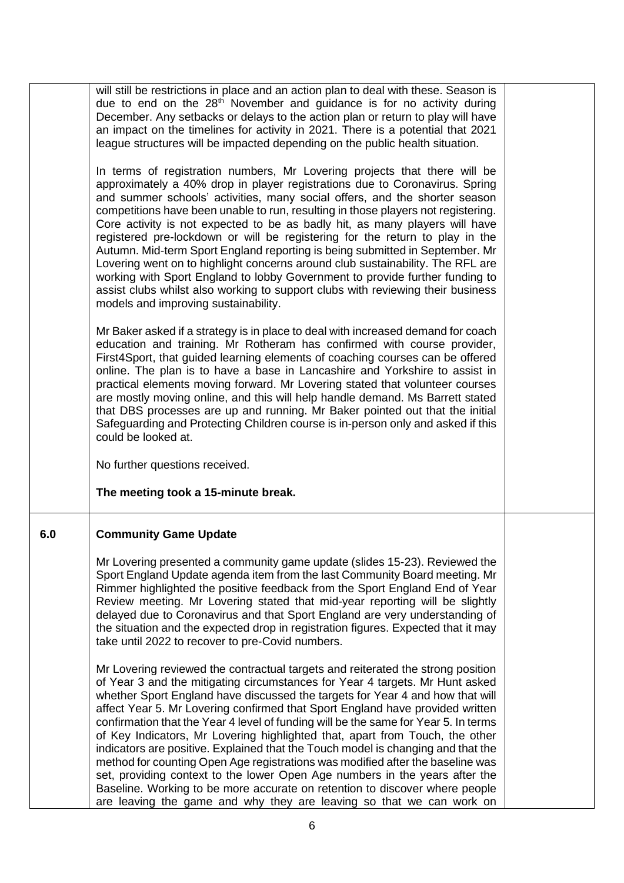| | | |
|---|---|---|
| | will still be restrictions in place and an action plan to deal with these. Season is due to end on the 28th November and guidance is for no activity during December. Any setbacks or delays to the action plan or return to play will have an impact on the timelines for activity in 2021. There is a potential that 2021 league structures will be impacted depending on the public health situation.<br><br>In terms of registration numbers, Mr Lovering projects that there will be approximately a 40% drop in player registrations due to Coronavirus. Spring and summer schools' activities, many social offers, and the shorter season competitions have been unable to run, resulting in those players not registering. Core activity is not expected to be as badly hit, as many players will have registered pre-lockdown or will be registering for the return to play in the Autumn. Mid-term Sport England reporting is being submitted in September. Mr Lovering went on to highlight concerns around club sustainability. The RFL are working with Sport England to lobby Government to provide further funding to assist clubs whilst also working to support clubs with reviewing their business models and improving sustainability.<br><br>Mr Baker asked if a strategy is in place to deal with increased demand for coach education and training. Mr Rotheram has confirmed with course provider, First4Sport, that guided learning elements of coaching courses can be offered online. The plan is to have a base in Lancashire and Yorkshire to assist in practical elements moving forward. Mr Lovering stated that volunteer courses are mostly moving online, and this will help handle demand. Ms Barrett stated that DBS processes are up and running. Mr Baker pointed out that the initial Safeguarding and Protecting Children course is in-person only and asked if this could be looked at.<br><br>No further questions received.<br><br>**The meeting took a 15-minute break.** | |
| **6.0** | **Community Game Update**<br><br>Mr Lovering presented a community game update (slides 15-23). Reviewed the Sport England Update agenda item from the last Community Board meeting. Mr Rimmer highlighted the positive feedback from the Sport England End of Year Review meeting. Mr Lovering stated that mid-year reporting will be slightly delayed due to Coronavirus and that Sport England are very understanding of the situation and the expected drop in registration figures. Expected that it may take until 2022 to recover to pre-Covid numbers.<br><br>Mr Lovering reviewed the contractual targets and reiterated the strong position of Year 3 and the mitigating circumstances for Year 4 targets. Mr Hunt asked whether Sport England have discussed the targets for Year 4 and how that will affect Year 5. Mr Lovering confirmed that Sport England have provided written confirmation that the Year 4 level of funding will be the same for Year 5. In terms of Key Indicators, Mr Lovering highlighted that, apart from Touch, the other indicators are positive. Explained that the Touch model is changing and that the method for counting Open Age registrations was modified after the baseline was set, providing context to the lower Open Age numbers in the years after the Baseline. Working to be more accurate on retention to discover where people are leaving the game and why they are leaving so that we can work on | |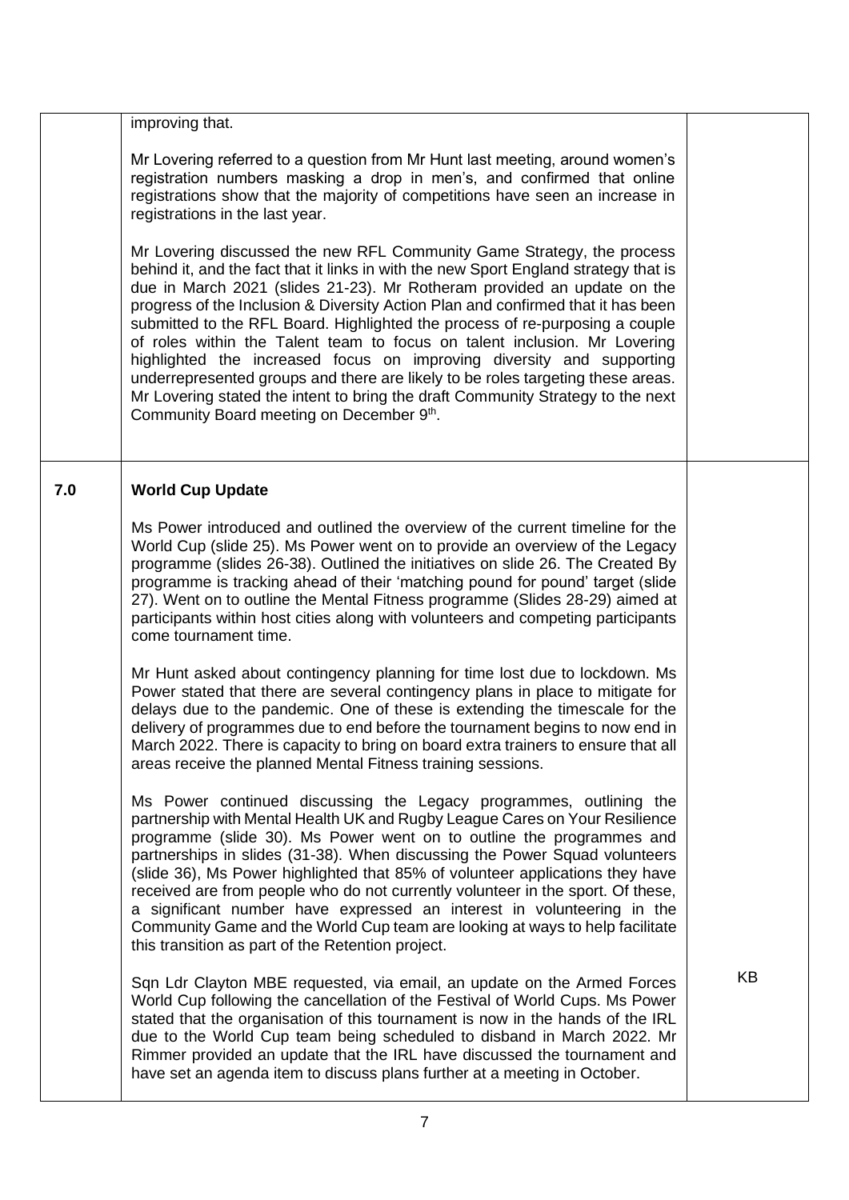| | | |
|---|---|---|
| | improving that.<br><br>Mr Lovering referred to a question from Mr Hunt last meeting, around women's registration numbers masking a drop in men's, and confirmed that online registrations show that the majority of competitions have seen an increase in registrations in the last year.<br><br>Mr Lovering discussed the new RFL Community Game Strategy, the process behind it, and the fact that it links in with the new Sport England strategy that is due in March 2021 (slides 21-23). Mr Rotheram provided an update on the progress of the Inclusion & Diversity Action Plan and confirmed that it has been submitted to the RFL Board. Highlighted the process of re-purposing a couple of roles within the Talent team to focus on talent inclusion. Mr Lovering highlighted the increased focus on improving diversity and supporting underrepresented groups and there are likely to be roles targeting these areas. Mr Lovering stated the intent to bring the draft Community Strategy to the next Community Board meeting on December 9th. | |
| **7.0** | **World Cup Update**<br><br>Ms Power introduced and outlined the overview of the current timeline for the World Cup (slide 25). Ms Power went on to provide an overview of the Legacy programme (slides 26-38). Outlined the initiatives on slide 26. The Created By programme is tracking ahead of their 'matching pound for pound' target (slide 27). Went on to outline the Mental Fitness programme (Slides 28-29) aimed at participants within host cities along with volunteers and competing participants come tournament time.<br><br>Mr Hunt asked about contingency planning for time lost due to lockdown. Ms Power stated that there are several contingency plans in place to mitigate for delays due to the pandemic. One of these is extending the timescale for the delivery of programmes due to end before the tournament begins to now end in March 2022. There is capacity to bring on board extra trainers to ensure that all areas receive the planned Mental Fitness training sessions.<br><br>Ms Power continued discussing the Legacy programmes, outlining the partnership with Mental Health UK and Rugby League Cares on Your Resilience programme (slide 30). Ms Power went on to outline the programmes and partnerships in slides (31-38). When discussing the Power Squad volunteers (slide 36), Ms Power highlighted that 85% of volunteer applications they have received are from people who do not currently volunteer in the sport. Of these, a significant number have expressed an interest in volunteering in the Community Game and the World Cup team are looking at ways to help facilitate this transition as part of the Retention project.<br><br>Sqn Ldr Clayton MBE requested, via email, an update on the Armed Forces World Cup following the cancellation of the Festival of World Cups. Ms Power stated that the organisation of this tournament is now in the hands of the IRL due to the World Cup team being scheduled to disband in March 2022. Mr Rimmer provided an update that the IRL have discussed the tournament and have set an agenda item to discuss plans further at a meeting in October. | KB |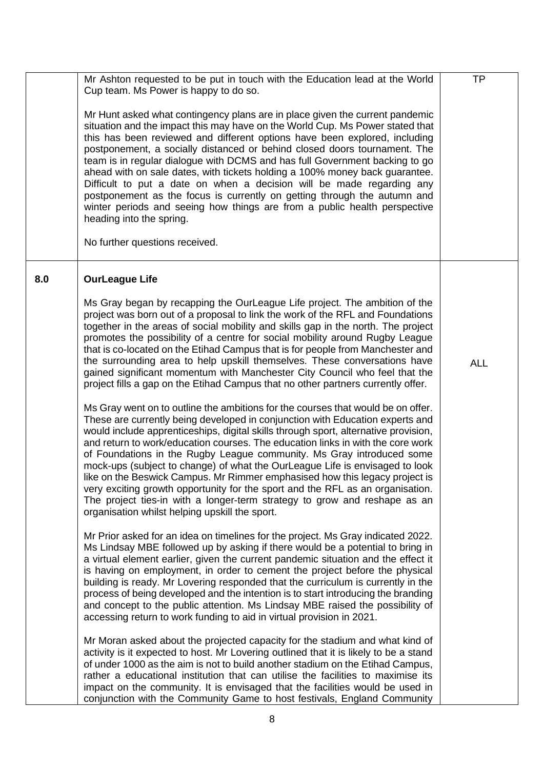| | | |
|---|---|---|
| | Mr Ashton requested to be put in touch with the Education lead at the World Cup team. Ms Power is happy to do so.<br><br>Mr Hunt asked what contingency plans are in place given the current pandemic situation and the impact this may have on the World Cup. Ms Power stated that this has been reviewed and different options have been explored, including postponement, a socially distanced or behind closed doors tournament. The team is in regular dialogue with DCMS and has full Government backing to go ahead with on sale dates, with tickets holding a 100% money back guarantee. Difficult to put a date on when a decision will be made regarding any postponement as the focus is currently on getting through the autumn and winter periods and seeing how things are from a public health perspective heading into the spring.<br><br>No further questions received. | TP |
| **8.0** | **OurLeague Life**<br><br>Ms Gray began by recapping the OurLeague Life project. The ambition of the project was born out of a proposal to link the work of the RFL and Foundations together in the areas of social mobility and skills gap in the north. The project promotes the possibility of a centre for social mobility around Rugby League that is co-located on the Etihad Campus that is for people from Manchester and the surrounding area to help upskill themselves. These conversations have gained significant momentum with Manchester City Council who feel that the project fills a gap on the Etihad Campus that no other partners currently offer.<br><br>Ms Gray went on to outline the ambitions for the courses that would be on offer. These are currently being developed in conjunction with Education experts and would include apprenticeships, digital skills through sport, alternative provision, and return to work/education courses. The education links in with the core work of Foundations in the Rugby League community. Ms Gray introduced some mock-ups (subject to change) of what the OurLeague Life is envisaged to look like on the Beswick Campus. Mr Rimmer emphasised how this legacy project is very exciting growth opportunity for the sport and the RFL as an organisation. The project ties-in with a longer-term strategy to grow and reshape as an organisation whilst helping upskill the sport.<br><br>Mr Prior asked for an idea on timelines for the project. Ms Gray indicated 2022. Ms Lindsay MBE followed up by asking if there would be a potential to bring in a virtual element earlier, given the current pandemic situation and the effect it is having on employment, in order to cement the project before the physical building is ready. Mr Lovering responded that the curriculum is currently in the process of being developed and the intention is to start introducing the branding and concept to the public attention. Ms Lindsay MBE raised the possibility of accessing return to work funding to aid in virtual provision in 2021.<br><br>Mr Moran asked about the projected capacity for the stadium and what kind of activity is it expected to host. Mr Lovering outlined that it is likely to be a stand of under 1000 as the aim is not to build another stadium on the Etihad Campus, rather a educational institution that can utilise the facilities to maximise its impact on the community. It is envisaged that the facilities would be used in conjunction with the Community Game to host festivals, England Community | ALL |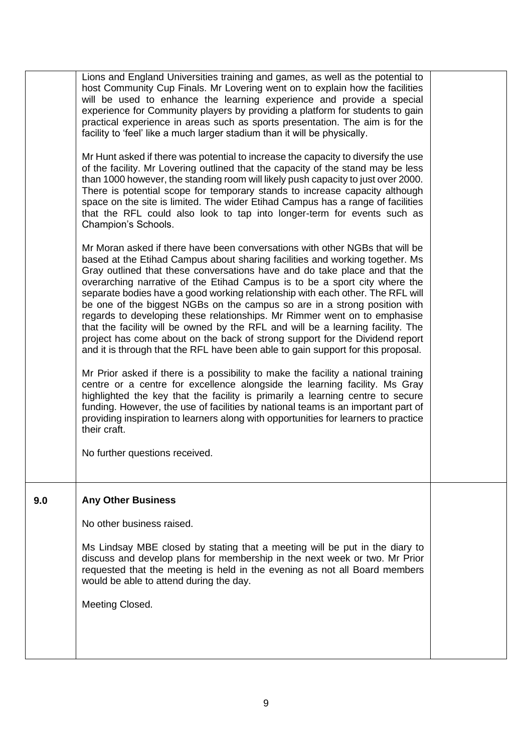| | | |
|---|---|---|
| | Lions and England Universities training and games, as well as the potential to host Community Cup Finals. Mr Lovering went on to explain how the facilities will be used to enhance the learning experience and provide a special experience for Community players by providing a platform for students to gain practical experience in areas such as sports presentation. The aim is for the facility to 'feel' like a much larger stadium than it will be physically.<br><br>Mr Hunt asked if there was potential to increase the capacity to diversify the use of the facility. Mr Lovering outlined that the capacity of the stand may be less than 1000 however, the standing room will likely push capacity to just over 2000. There is potential scope for temporary stands to increase capacity although space on the site is limited. The wider Etihad Campus has a range of facilities that the RFL could also look to tap into longer-term for events such as Champion's Schools.<br><br>Mr Moran asked if there have been conversations with other NGBs that will be based at the Etihad Campus about sharing facilities and working together. Ms Gray outlined that these conversations have and do take place and that the overarching narrative of the Etihad Campus is to be a sport city where the separate bodies have a good working relationship with each other. The RFL will be one of the biggest NGBs on the campus so are in a strong position with regards to developing these relationships. Mr Rimmer went on to emphasise that the facility will be owned by the RFL and will be a learning facility. The project has come about on the back of strong support for the Dividend report and it is through that the RFL have been able to gain support for this proposal.<br><br>Mr Prior asked if there is a possibility to make the facility a national training centre or a centre for excellence alongside the learning facility. Ms Gray highlighted the key that the facility is primarily a learning centre to secure funding. However, the use of facilities by national teams is an important part of providing inspiration to learners along with opportunities for learners to practice their craft.<br><br>No further questions received. | |
| **9.0** | **Any Other Business**<br><br>No other business raised.<br><br>Ms Lindsay MBE closed by stating that a meeting will be put in the diary to discuss and develop plans for membership in the next week or two. Mr Prior requested that the meeting is held in the evening as not all Board members would be able to attend during the day.<br><br>Meeting Closed. | |